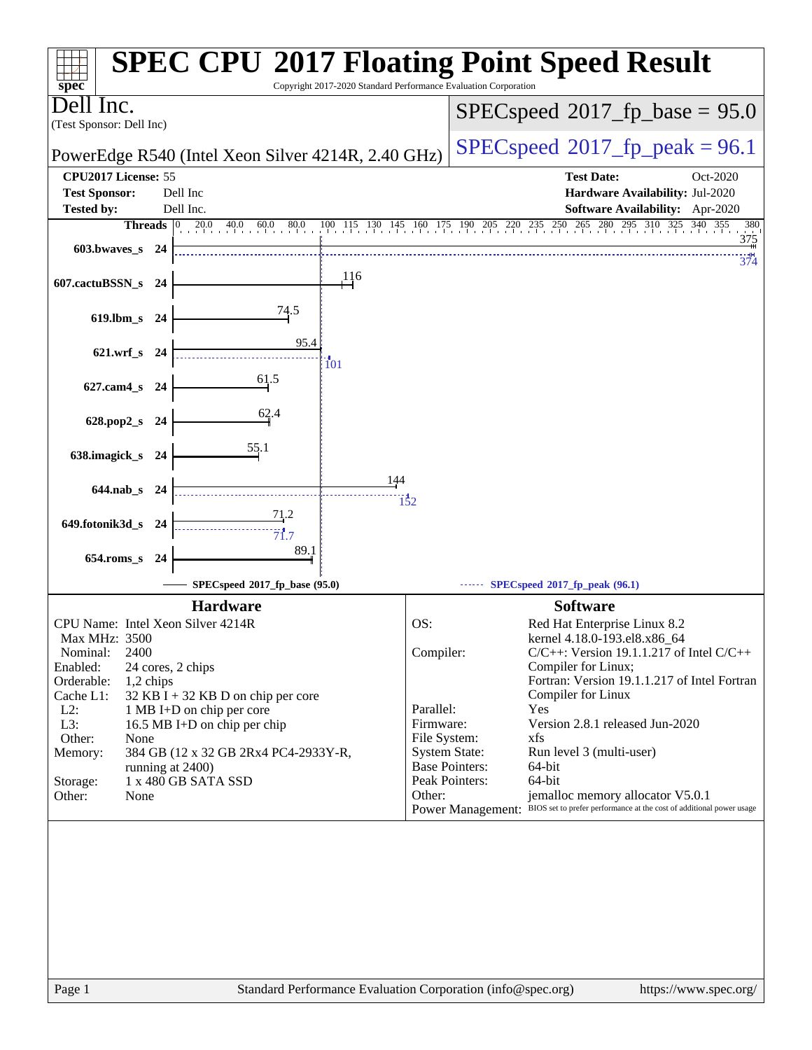# SPEC CPU 2017 Floating Point Speed Result

Copyright 2017-2020 Standard Performance Evaluation Corporation

**Dell Inc.**
(Test Sponsor: Dell Inc)

PowerEdge R540 (Intel Xeon Silver 4214R, 2.40 GHz)

**SPECspeed 2017_fp_base = 95.0**

**SPECspeed 2017_fp_peak = 96.1**

| | | | |
|---|---|---|---|
| **CPU2017 License:** | 55 | **Test Date:** | Oct-2020 |
| **Test Sponsor:** | Dell Inc | **Hardware Availability:** | Jul-2020 |
| **Tested by:** | Dell Inc. | **Software Availability:** | Apr-2020 |

| Benchmark | Threads | Base | Peak |
|---|---|---|---|
| 603.bwaves_s | 24 | 375 | 374 |
| 607.cactuBSSN_s | 24 | 116 | |
| 619.lbm_s | 24 | 74.5 | |
| 621.wrf_s | 24 | 95.4 | 101 |
| 627.cam4_s | 24 | 61.5 | |
| 628.pop2_s | 24 | 62.4 | |
| 638.imagick_s | 24 | 55.1 | |
| 644.nab_s | 24 | 144 | 152 |
| 649.fotonik3d_s | 24 | 71.2 | 71.7 |
| 654.roms_s | 24 | 89.1 | |

SPECspeed 2017_fp_base (95.0) — SPECspeed 2017_fp_peak (96.1)

## Hardware

| | |
|---|---|
| CPU Name: | Intel Xeon Silver 4214R |
| Max MHz: | 3500 |
| Nominal: | 2400 |
| Enabled: | 24 cores, 2 chips |
| Orderable: | 1,2 chips |
| Cache L1: | 32 KB I + 32 KB D on chip per core |
| L2: | 1 MB I+D on chip per core |
| L3: | 16.5 MB I+D on chip per chip |
| Other: | None |
| Memory: | 384 GB (12 x 32 GB 2Rx4 PC4-2933Y-R, running at 2400) |
| Storage: | 1 x 480 GB SATA SSD |
| Other: | None |

## Software

| | |
|---|---|
| OS: | Red Hat Enterprise Linux 8.2 kernel 4.18.0-193.el8.x86_64 |
| Compiler: | C/C++: Version 19.1.1.217 of Intel C/C++ Compiler for Linux; Fortran: Version 19.1.1.217 of Intel Fortran Compiler for Linux |
| Parallel: | Yes |
| Firmware: | Version 2.8.1 released Jun-2020 |
| File System: | xfs |
| System State: | Run level 3 (multi-user) |
| Base Pointers: | 64-bit |
| Peak Pointers: | 64-bit |
| Other: | jemalloc memory allocator V5.0.1 |
| Power Management: | BIOS set to prefer performance at the cost of additional power usage |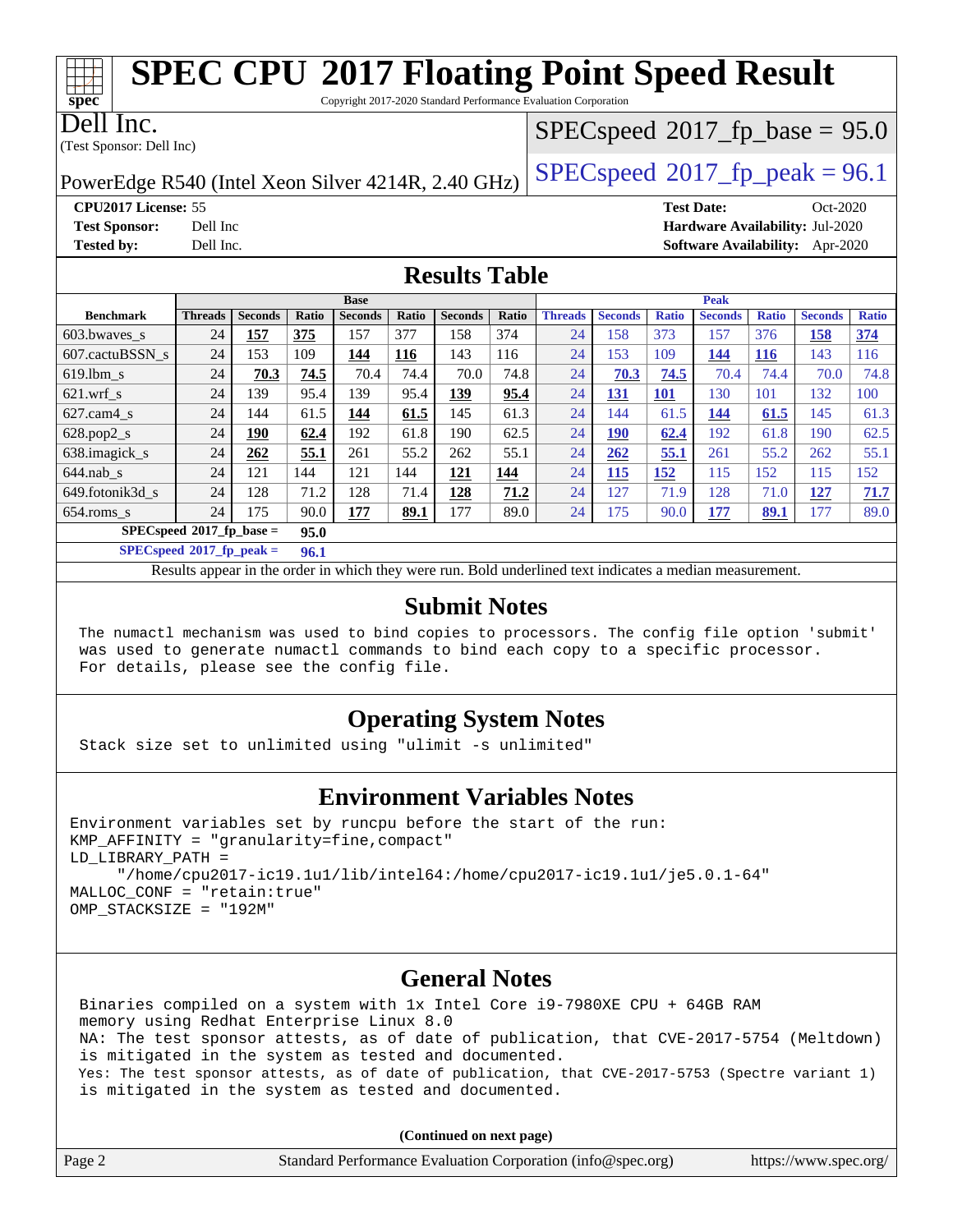# SPEC CPU 2017 Floating Point Speed Result

Copyright 2017-2020 Standard Performance Evaluation Corporation

**Dell Inc.**
(Test Sponsor: Dell Inc)

PowerEdge R540 (Intel Xeon Silver 4214R, 2.40 GHz)

SPECspeed 2017_fp_base = 95.0

SPECspeed 2017_fp_peak = 96.1

**CPU2017 License:** 55
**Test Sponsor:** Dell Inc
**Tested by:** Dell Inc.

**Test Date:** Oct-2020
**Hardware Availability:** Jul-2020
**Software Availability:** Apr-2020

## Results Table

| Benchmark | Base | | | | | | | Peak | | | | | | |
|---|---|---|---|---|---|---|---|---|---|---|---|---|---|---|
| | Threads | Seconds | Ratio | Seconds | Ratio | Seconds | Ratio | Threads | Seconds | Ratio | Seconds | Ratio | Seconds | Ratio |
| 603.bwaves_s | 24 | **157** | **375** | 157 | 377 | 158 | 374 | 24 | 158 | 373 | 157 | 376 | **158** | **374** |
| 607.cactuBSSN_s | 24 | 153 | 109 | **144** | **116** | 143 | 116 | 24 | 153 | 109 | **144** | **116** | 143 | 116 |
| 619.lbm_s | 24 | **70.3** | **74.5** | 70.4 | 74.4 | 70.0 | 74.8 | 24 | **70.3** | **74.5** | 70.4 | 74.4 | 70.0 | 74.8 |
| 621.wrf_s | 24 | 139 | 95.4 | 139 | 95.4 | **139** | **95.4** | 24 | **131** | **101** | 130 | 101 | 132 | 100 |
| 627.cam4_s | 24 | 144 | 61.5 | **144** | **61.5** | 145 | 61.3 | 24 | 144 | 61.5 | **144** | **61.5** | 145 | 61.3 |
| 628.pop2_s | 24 | **190** | **62.4** | 192 | 61.8 | 190 | 62.5 | 24 | **190** | **62.4** | 192 | 61.8 | 190 | 62.5 |
| 638.imagick_s | 24 | **262** | **55.1** | 261 | 55.2 | 262 | 55.1 | 24 | **262** | **55.1** | 261 | 55.2 | 262 | 55.1 |
| 644.nab_s | 24 | 121 | 144 | 121 | 144 | **121** | **144** | 24 | **115** | **152** | 115 | 152 | 115 | 152 |
| 649.fotonik3d_s | 24 | 128 | 71.2 | 128 | 71.4 | **128** | **71.2** | 24 | 127 | 71.9 | 128 | 71.0 | **127** | **71.7** |
| 654.roms_s | 24 | 175 | 90.0 | **177** | **89.1** | 177 | 89.0 | 24 | 175 | 90.0 | **177** | **89.1** | 177 | 89.0 |

**SPECspeed 2017_fp_base = 95.0**

**SPECspeed 2017_fp_peak = 96.1**

Results appear in the order in which they were run. Bold underlined text indicates a median measurement.

## Submit Notes

```
The numactl mechanism was used to bind copies to processors. The config file option 'submit'
was used to generate numactl commands to bind each copy to a specific processor.
For details, please see the config file.
```

## Operating System Notes

```
Stack size set to unlimited using "ulimit -s unlimited"
```

## Environment Variables Notes

```
Environment variables set by runcpu before the start of the run:
KMP_AFFINITY = "granularity=fine,compact"
LD_LIBRARY_PATH =
     "/home/cpu2017-ic19.1u1/lib/intel64:/home/cpu2017-ic19.1u1/je5.0.1-64"
MALLOC_CONF = "retain:true"
OMP_STACKSIZE = "192M"
```

## General Notes

```
Binaries compiled on a system with 1x Intel Core i9-7980XE CPU + 64GB RAM
memory using Redhat Enterprise Linux 8.0
NA: The test sponsor attests, as of date of publication, that CVE-2017-5754 (Meltdown)
is mitigated in the system as tested and documented.
Yes: The test sponsor attests, as of date of publication, that CVE-2017-5753 (Spectre variant 1)
is mitigated in the system as tested and documented.
```

**(Continued on next page)**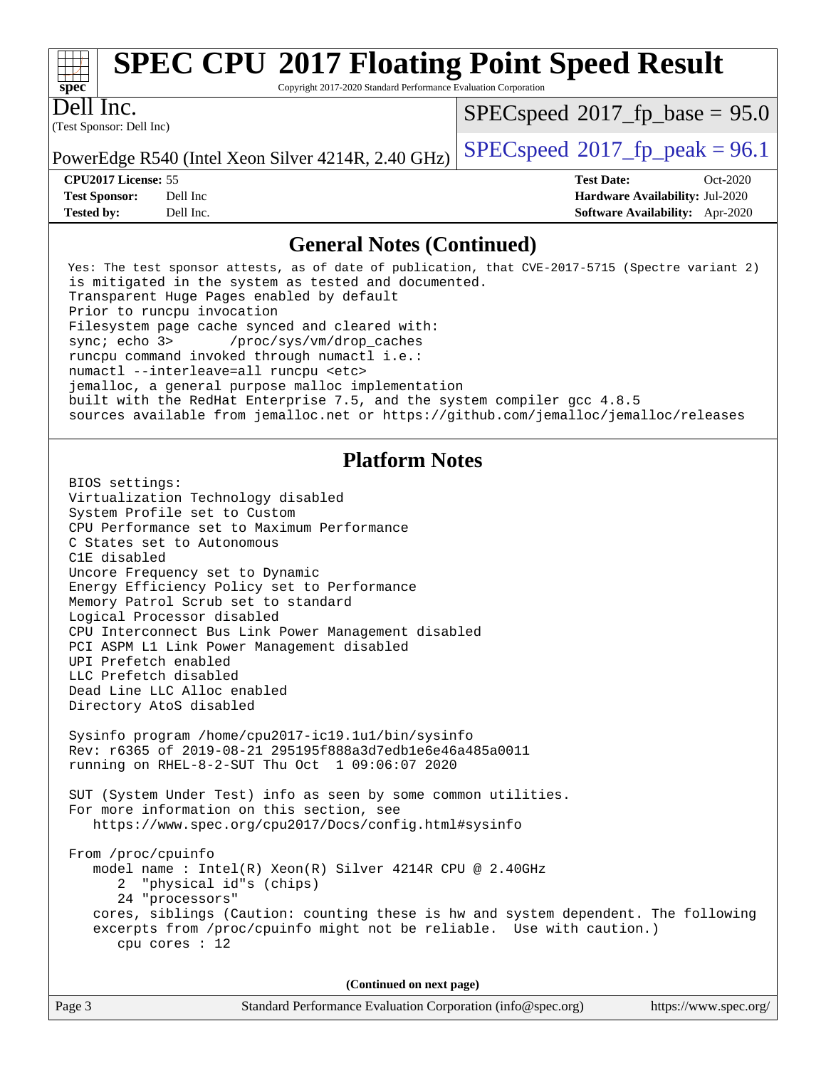# SPEC CPU 2017 Floating Point Speed Result

Copyright 2017-2020 Standard Performance Evaluation Corporation

**Dell Inc.**
(Test Sponsor: Dell Inc)

PowerEdge R540 (Intel Xeon Silver 4214R, 2.40 GHz)

SPECspeed 2017_fp_base = 95.0

SPECspeed 2017_fp_peak = 96.1

**CPU2017 License:** 55
**Test Sponsor:** Dell Inc
**Tested by:** Dell Inc.

**Test Date:** Oct-2020
**Hardware Availability:** Jul-2020
**Software Availability:** Apr-2020

## General Notes (Continued)

```
Yes: The test sponsor attests, as of date of publication, that CVE-2017-5715 (Spectre variant 2)
is mitigated in the system as tested and documented.
Transparent Huge Pages enabled by default
Prior to runcpu invocation
Filesystem page cache synced and cleared with:
sync; echo 3>       /proc/sys/vm/drop_caches
runcpu command invoked through numactl i.e.:
numactl --interleave=all runcpu <etc>
jemalloc, a general purpose malloc implementation
built with the RedHat Enterprise 7.5, and the system compiler gcc 4.8.5
sources available from jemalloc.net or https://github.com/jemalloc/jemalloc/releases
```

## Platform Notes

```
BIOS settings:
Virtualization Technology disabled
System Profile set to Custom
CPU Performance set to Maximum Performance
C States set to Autonomous
C1E disabled
Uncore Frequency set to Dynamic
Energy Efficiency Policy set to Performance
Memory Patrol Scrub set to standard
Logical Processor disabled
CPU Interconnect Bus Link Power Management disabled
PCI ASPM L1 Link Power Management disabled
UPI Prefetch enabled
LLC Prefetch disabled
Dead Line LLC Alloc enabled
Directory AtoS disabled

Sysinfo program /home/cpu2017-ic19.1u1/bin/sysinfo
Rev: r6365 of 2019-08-21 295195f888a3d7edb1e6e46a485a0011
running on RHEL-8-2-SUT Thu Oct  1 09:06:07 2020

SUT (System Under Test) info as seen by some common utilities.
For more information on this section, see
   https://www.spec.org/cpu2017/Docs/config.html#sysinfo

From /proc/cpuinfo
   model name : Intel(R) Xeon(R) Silver 4214R CPU @ 2.40GHz
      2  "physical id"s (chips)
      24 "processors"
   cores, siblings (Caution: counting these is hw and system dependent. The following
   excerpts from /proc/cpuinfo might not be reliable.  Use with caution.)
      cpu cores : 12
```

(Continued on next page)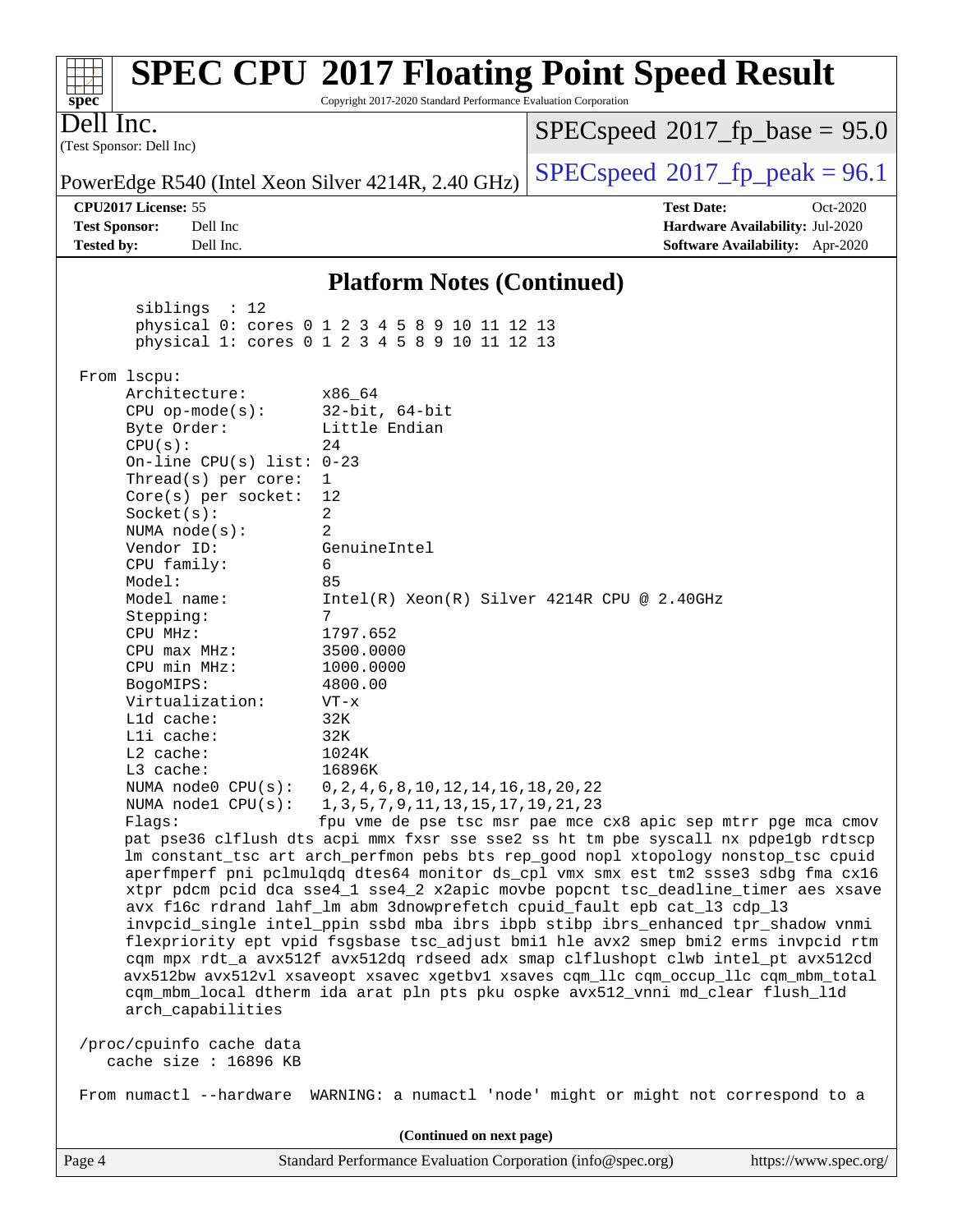## Platform Notes (Continued)

```
      siblings  : 12
      physical 0: cores 0 1 2 3 4 5 8 9 10 11 12 13
      physical 1: cores 0 1 2 3 4 5 8 9 10 11 12 13

 From lscpu:
      Architecture:        x86_64
      CPU op-mode(s):      32-bit, 64-bit
      Byte Order:          Little Endian
      CPU(s):              24
      On-line CPU(s) list: 0-23
      Thread(s) per core:  1
      Core(s) per socket:  12
      Socket(s):           2
      NUMA node(s):        2
      Vendor ID:           GenuineIntel
      CPU family:          6
      Model:               85
      Model name:          Intel(R) Xeon(R) Silver 4214R CPU @ 2.40GHz
      Stepping:            7
      CPU MHz:             1797.652
      CPU max MHz:         3500.0000
      CPU min MHz:         1000.0000
      BogoMIPS:            4800.00
      Virtualization:      VT-x
      L1d cache:           32K
      L1i cache:           32K
      L2 cache:            1024K
      L3 cache:            16896K
      NUMA node0 CPU(s):   0,2,4,6,8,10,12,14,16,18,20,22
      NUMA node1 CPU(s):   1,3,5,7,9,11,13,15,17,19,21,23
      Flags:               fpu vme de pse tsc msr pae mce cx8 apic sep mtrr pge mca cmov
      pat pse36 clflush dts acpi mmx fxsr sse sse2 ss ht tm pbe syscall nx pdpe1gb rdtscp
      lm constant_tsc art arch_perfmon pebs bts rep_good nopl xtopology nonstop_tsc cpuid
      aperfmperf pni pclmulqdq dtes64 monitor ds_cpl vmx smx est tm2 ssse3 sdbg fma cx16
      xtpr pdcm pcid dca sse4_1 sse4_2 x2apic movbe popcnt tsc_deadline_timer aes xsave
      avx f16c rdrand lahf_lm abm 3dnowprefetch cpuid_fault epb cat_l3 cdp_l3
      invpcid_single intel_ppin ssbd mba ibrs ibpb stibp ibrs_enhanced tpr_shadow vnmi
      flexpriority ept vpid fsgsbase tsc_adjust bmi1 hle avx2 smep bmi2 erms invpcid rtm
      cqm mpx rdt_a avx512f avx512dq rdseed adx smap clflushopt clwb intel_pt avx512cd
      avx512bw avx512vl xsaveopt xsavec xgetbv1 xsaves cqm_llc cqm_occup_llc cqm_mbm_total
      cqm_mbm_local dtherm ida arat pln pts pku ospke avx512_vnni md_clear flush_l1d
      arch_capabilities

 /proc/cpuinfo cache data
    cache size : 16896 KB

 From numactl --hardware  WARNING: a numactl 'node' might or might not correspond to a
```

(Continued on next page)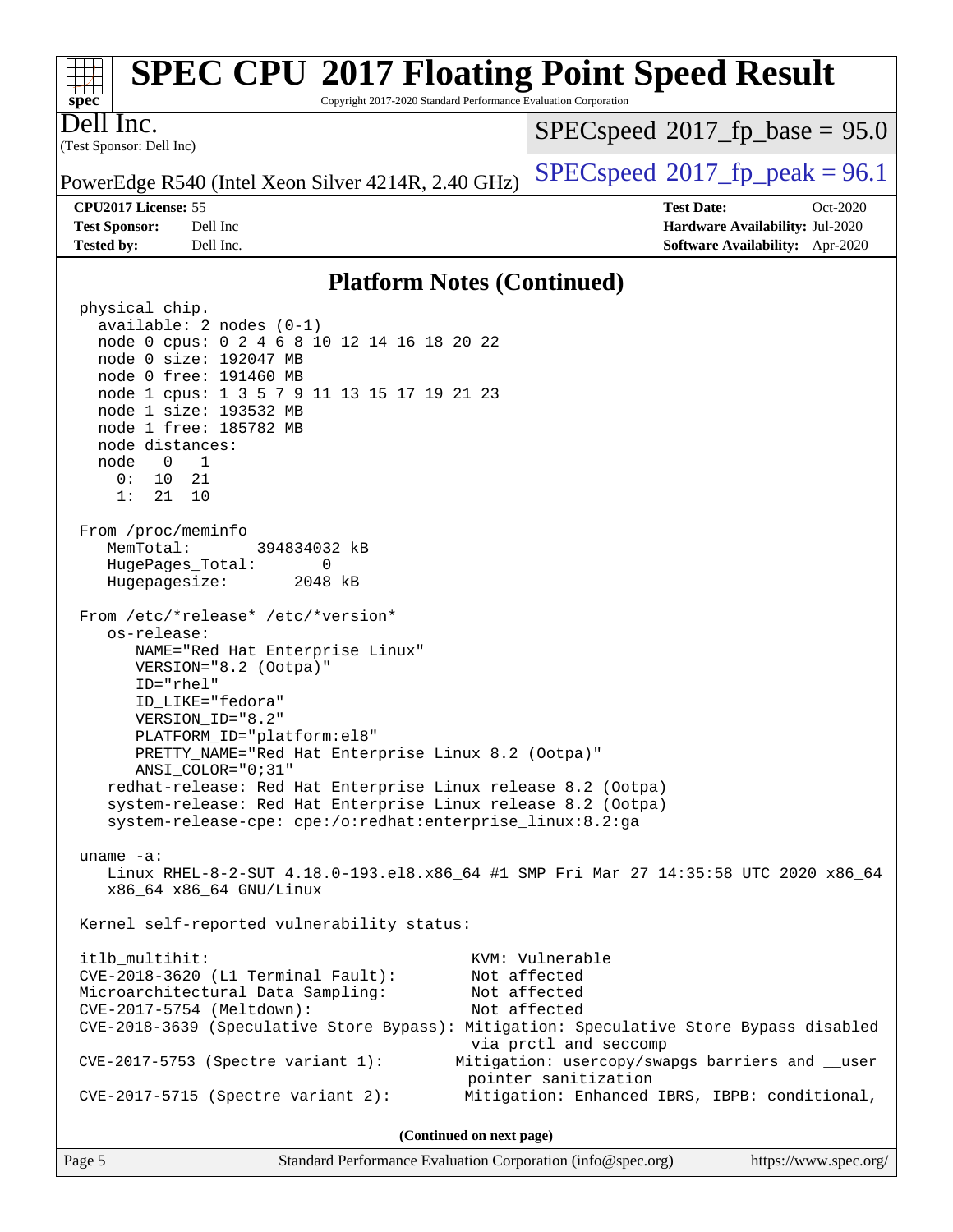## Platform Notes (Continued)

```
physical chip.
  available: 2 nodes (0-1)
  node 0 cpus: 0 2 4 6 8 10 12 14 16 18 20 22
  node 0 size: 192047 MB
  node 0 free: 191460 MB
  node 1 cpus: 1 3 5 7 9 11 13 15 17 19 21 23
  node 1 size: 193532 MB
  node 1 free: 185782 MB
  node distances:
  node   0   1
    0:  10  21
    1:  21  10

From /proc/meminfo
   MemTotal:       394834032 kB
   HugePages_Total:       0
   Hugepagesize:       2048 kB

From /etc/*release* /etc/*version*
   os-release:
      NAME="Red Hat Enterprise Linux"
      VERSION="8.2 (Ootpa)"
      ID="rhel"
      ID_LIKE="fedora"
      VERSION_ID="8.2"
      PLATFORM_ID="platform:el8"
      PRETTY_NAME="Red Hat Enterprise Linux 8.2 (Ootpa)"
      ANSI_COLOR="0;31"
   redhat-release: Red Hat Enterprise Linux release 8.2 (Ootpa)
   system-release: Red Hat Enterprise Linux release 8.2 (Ootpa)
   system-release-cpe: cpe:/o:redhat:enterprise_linux:8.2:ga

uname -a:
   Linux RHEL-8-2-SUT 4.18.0-193.el8.x86_64 #1 SMP Fri Mar 27 14:35:58 UTC 2020 x86_64
   x86_64 x86_64 GNU/Linux

Kernel self-reported vulnerability status:

itlb_multihit:                                   KVM: Vulnerable
CVE-2018-3620 (L1 Terminal Fault):               Not affected
Microarchitectural Data Sampling:                Not affected
CVE-2017-5754 (Meltdown):                        Not affected
CVE-2018-3639 (Speculative Store Bypass): Mitigation: Speculative Store Bypass disabled
                                                 via prctl and seccomp
CVE-2017-5753 (Spectre variant 1):             Mitigation: usercopy/swapgs barriers and __user
                                                 pointer sanitization
CVE-2017-5715 (Spectre variant 2):              Mitigation: Enhanced IBRS, IBPB: conditional,
```

**(Continued on next page)**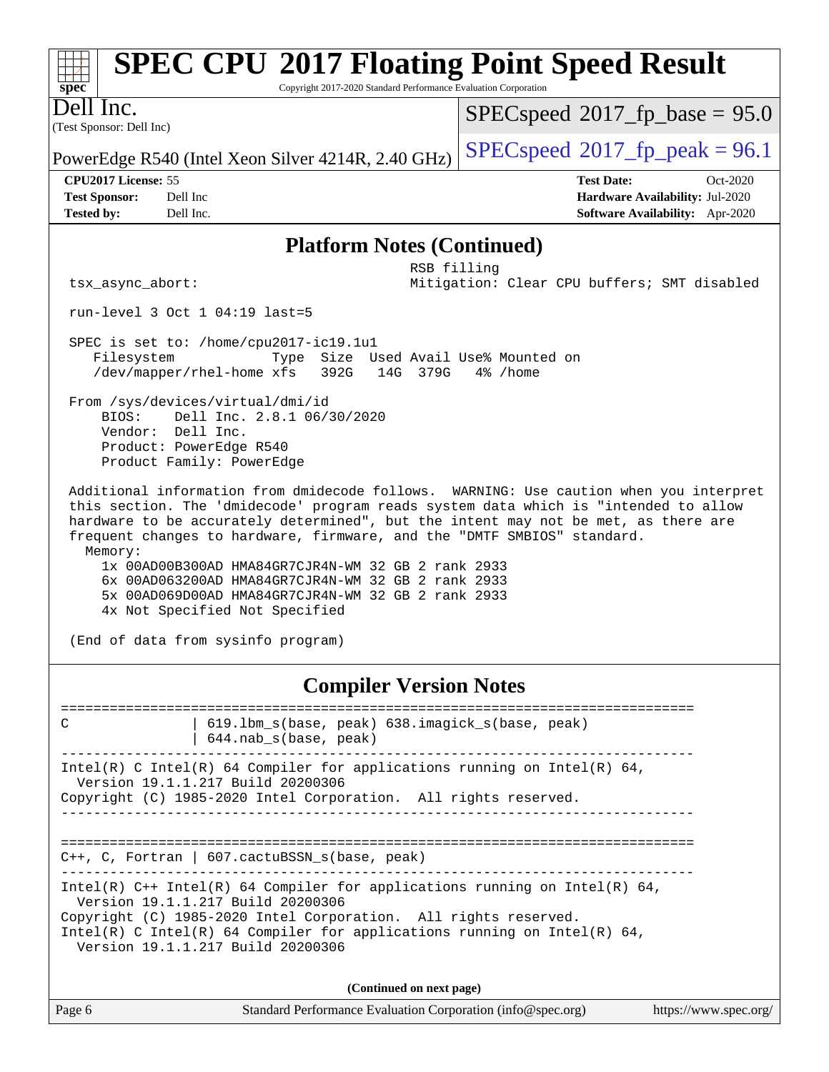## Platform Notes (Continued)

```
                                                RSB filling
 tsx_async_abort:                               Mitigation: Clear CPU buffers; SMT disabled

 run-level 3 Oct 1 04:19 last=5

 SPEC is set to: /home/cpu2017-ic19.1u1
    Filesystem            Type  Size  Used Avail Use% Mounted on
    /dev/mapper/rhel-home xfs   392G   14G  379G   4% /home

 From /sys/devices/virtual/dmi/id
     BIOS:    Dell Inc. 2.8.1 06/30/2020
     Vendor:  Dell Inc.
     Product: PowerEdge R540
     Product Family: PowerEdge

 Additional information from dmidecode follows.  WARNING: Use caution when you interpret
 this section. The 'dmidecode' program reads system data which is "intended to allow
 hardware to be accurately determined", but the intent may not be met, as there are
 frequent changes to hardware, firmware, and the "DMTF SMBIOS" standard.
   Memory:
     1x 00AD00B300AD HMA84GR7CJR4N-WM 32 GB 2 rank 2933
     6x 00AD063200AD HMA84GR7CJR4N-WM 32 GB 2 rank 2933
     5x 00AD069D00AD HMA84GR7CJR4N-WM 32 GB 2 rank 2933
     4x Not Specified Not Specified

 (End of data from sysinfo program)
```

## Compiler Version Notes

```
==============================================================================
C               | 619.lbm_s(base, peak) 638.imagick_s(base, peak)
                | 644.nab_s(base, peak)
------------------------------------------------------------------------------
Intel(R) C Intel(R) 64 Compiler for applications running on Intel(R) 64,
  Version 19.1.1.217 Build 20200306
Copyright (C) 1985-2020 Intel Corporation.  All rights reserved.
------------------------------------------------------------------------------

==============================================================================
C++, C, Fortran | 607.cactuBSSN_s(base, peak)
------------------------------------------------------------------------------
Intel(R) C++ Intel(R) 64 Compiler for applications running on Intel(R) 64,
  Version 19.1.1.217 Build 20200306
Copyright (C) 1985-2020 Intel Corporation.  All rights reserved.
Intel(R) C Intel(R) 64 Compiler for applications running on Intel(R) 64,
  Version 19.1.1.217 Build 20200306
```

(Continued on next page)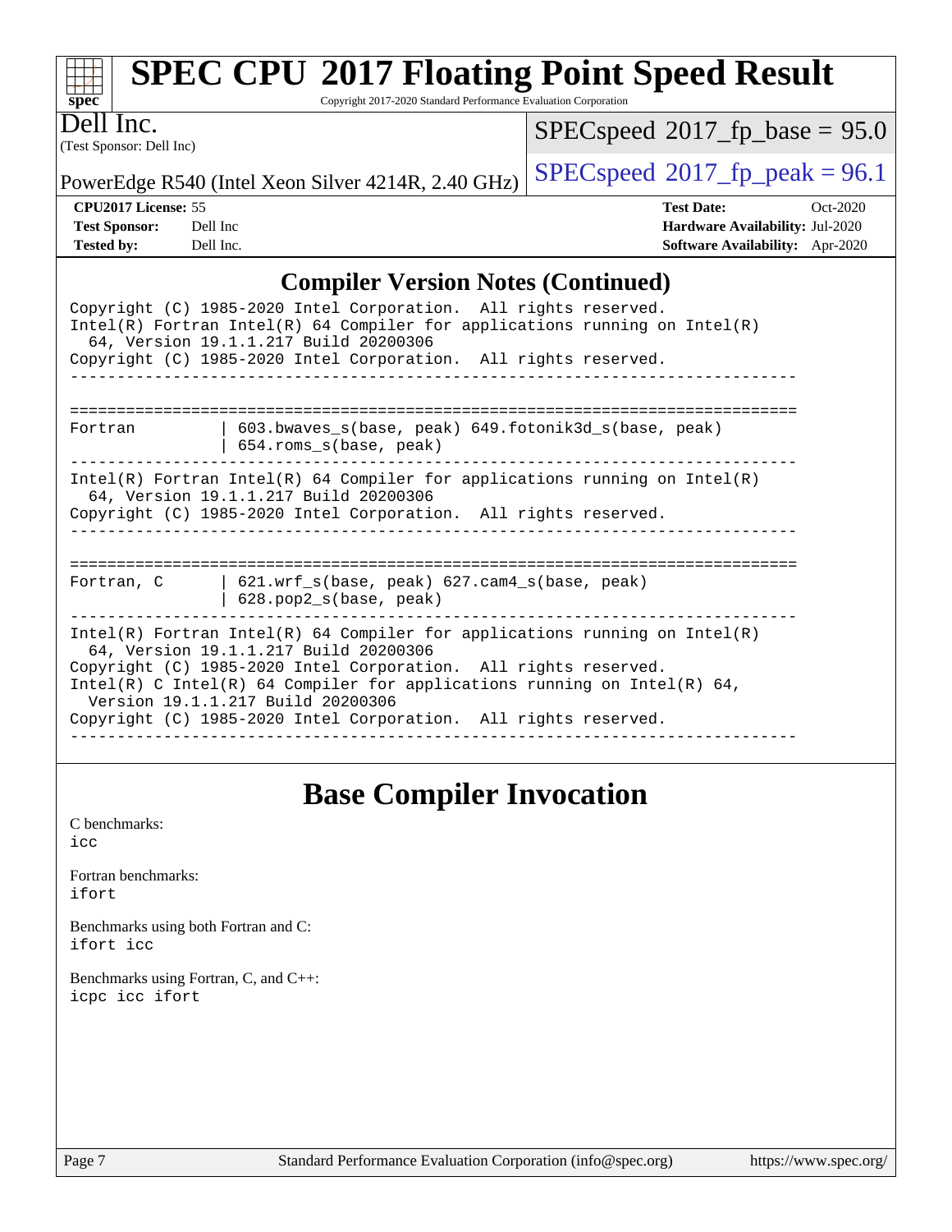## Compiler Version Notes (Continued)

```
Copyright (C) 1985-2020 Intel Corporation.  All rights reserved.
Intel(R) Fortran Intel(R) 64 Compiler for applications running on Intel(R)
  64, Version 19.1.1.217 Build 20200306
Copyright (C) 1985-2020 Intel Corporation.  All rights reserved.
------------------------------------------------------------------------------

==============================================================================
Fortran         | 603.bwaves_s(base, peak) 649.fotonik3d_s(base, peak)
                | 654.roms_s(base, peak)
------------------------------------------------------------------------------
Intel(R) Fortran Intel(R) 64 Compiler for applications running on Intel(R)
  64, Version 19.1.1.217 Build 20200306
Copyright (C) 1985-2020 Intel Corporation.  All rights reserved.
------------------------------------------------------------------------------

==============================================================================
Fortran, C      | 621.wrf_s(base, peak) 627.cam4_s(base, peak)
                | 628.pop2_s(base, peak)
------------------------------------------------------------------------------
Intel(R) Fortran Intel(R) 64 Compiler for applications running on Intel(R)
  64, Version 19.1.1.217 Build 20200306
Copyright (C) 1985-2020 Intel Corporation.  All rights reserved.
Intel(R) C Intel(R) 64 Compiler for applications running on Intel(R) 64,
  Version 19.1.1.217 Build 20200306
Copyright (C) 1985-2020 Intel Corporation.  All rights reserved.
------------------------------------------------------------------------------
```

## Base Compiler Invocation

C benchmarks:
`icc`

Fortran benchmarks:
`ifort`

Benchmarks using both Fortran and C:
`ifort icc`

Benchmarks using Fortran, C, and C++:
`icpc icc ifort`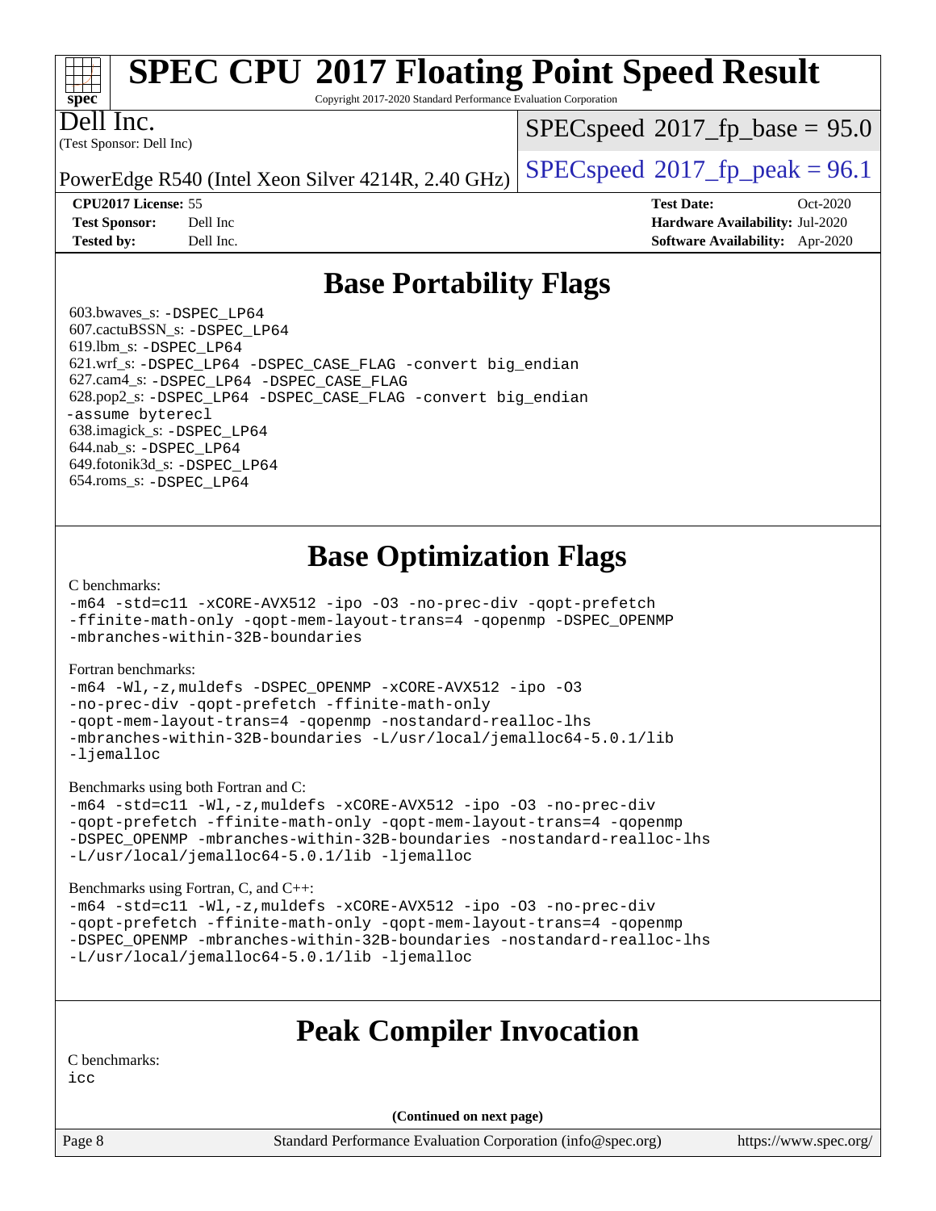# SPEC CPU 2017 Floating Point Speed Result

Copyright 2017-2020 Standard Performance Evaluation Corporation

**Dell Inc.**
(Test Sponsor: Dell Inc)

PowerEdge R540 (Intel Xeon Silver 4214R, 2.40 GHz)

SPECspeed 2017_fp_base = 95.0
SPECspeed 2017_fp_peak = 96.1

| | | | |
|---|---|---|---|
| **CPU2017 License:** | 55 | **Test Date:** | Oct-2020 |
| **Test Sponsor:** | Dell Inc | **Hardware Availability:** | Jul-2020 |
| **Tested by:** | Dell Inc. | **Software Availability:** | Apr-2020 |

## Base Portability Flags

603.bwaves_s: -DSPEC_LP64
607.cactuBSSN_s: -DSPEC_LP64
619.lbm_s: -DSPEC_LP64
621.wrf_s: -DSPEC_LP64 -DSPEC_CASE_FLAG -convert big_endian
627.cam4_s: -DSPEC_LP64 -DSPEC_CASE_FLAG
628.pop2_s: -DSPEC_LP64 -DSPEC_CASE_FLAG -convert big_endian -assume byterecl
638.imagick_s: -DSPEC_LP64
644.nab_s: -DSPEC_LP64
649.fotonik3d_s: -DSPEC_LP64
654.roms_s: -DSPEC_LP64

## Base Optimization Flags

C benchmarks:
-m64 -std=c11 -xCORE-AVX512 -ipo -O3 -no-prec-div -qopt-prefetch -ffinite-math-only -qopt-mem-layout-trans=4 -qopenmp -DSPEC_OPENMP -mbranches-within-32B-boundaries

Fortran benchmarks:
-m64 -Wl,-z,muldefs -DSPEC_OPENMP -xCORE-AVX512 -ipo -O3 -no-prec-div -qopt-prefetch -ffinite-math-only -qopt-mem-layout-trans=4 -qopenmp -nostandard-realloc-lhs -mbranches-within-32B-boundaries -L/usr/local/jemalloc64-5.0.1/lib -ljemalloc

Benchmarks using both Fortran and C:
-m64 -std=c11 -Wl,-z,muldefs -xCORE-AVX512 -ipo -O3 -no-prec-div -qopt-prefetch -ffinite-math-only -qopt-mem-layout-trans=4 -qopenmp -DSPEC_OPENMP -mbranches-within-32B-boundaries -nostandard-realloc-lhs -L/usr/local/jemalloc64-5.0.1/lib -ljemalloc

Benchmarks using Fortran, C, and C++:
-m64 -std=c11 -Wl,-z,muldefs -xCORE-AVX512 -ipo -O3 -no-prec-div -qopt-prefetch -ffinite-math-only -qopt-mem-layout-trans=4 -qopenmp -DSPEC_OPENMP -mbranches-within-32B-boundaries -nostandard-realloc-lhs -L/usr/local/jemalloc64-5.0.1/lib -ljemalloc

## Peak Compiler Invocation

C benchmarks:
icc

(Continued on next page)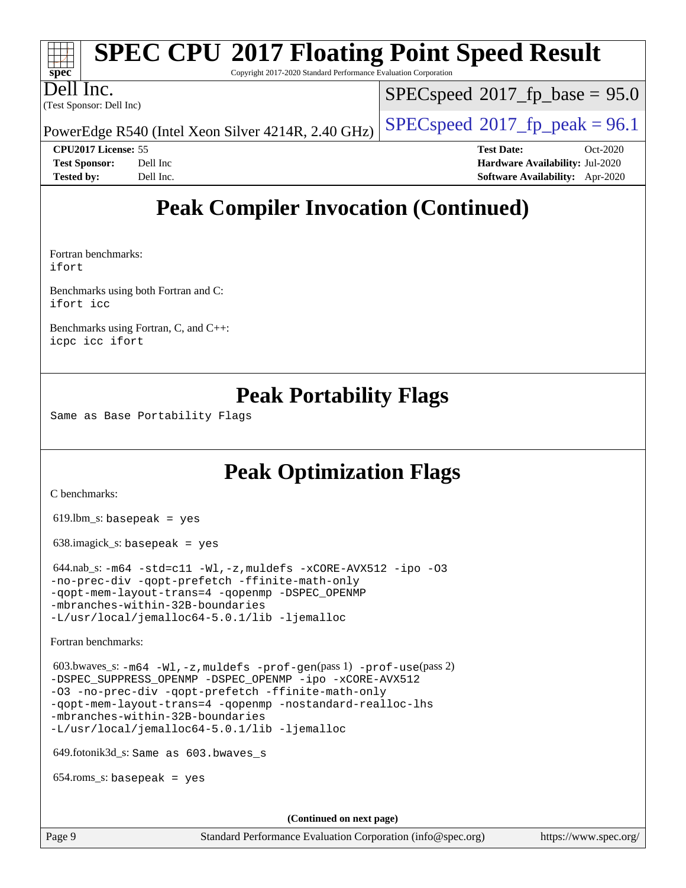## Peak Compiler Invocation (Continued)

Fortran benchmarks:
`ifort`

Benchmarks using both Fortran and C:
`ifort icc`

Benchmarks using Fortran, C, and C++:
`icpc icc ifort`

## Peak Portability Flags

Same as Base Portability Flags

## Peak Optimization Flags

C benchmarks:

619.lbm_s: `basepeak = yes`

638.imagick_s: `basepeak = yes`

644.nab_s: `-m64 -std=c11 -Wl,-z,muldefs -xCORE-AVX512 -ipo -O3 -no-prec-div -qopt-prefetch -ffinite-math-only -qopt-mem-layout-trans=4 -qopenmp -DSPEC_OPENMP -mbranches-within-32B-boundaries -L/usr/local/jemalloc64-5.0.1/lib -ljemalloc`

Fortran benchmarks:

603.bwaves_s: `-m64 -Wl,-z,muldefs -prof-gen`(pass 1) `-prof-use`(pass 2) `-DSPEC_SUPPRESS_OPENMP -DSPEC_OPENMP -ipo -xCORE-AVX512 -O3 -no-prec-div -qopt-prefetch -ffinite-math-only -qopt-mem-layout-trans=4 -qopenmp -nostandard-realloc-lhs -mbranches-within-32B-boundaries -L/usr/local/jemalloc64-5.0.1/lib -ljemalloc`

649.fotonik3d_s: `Same as 603.bwaves_s`

654.roms_s: `basepeak = yes`

**(Continued on next page)**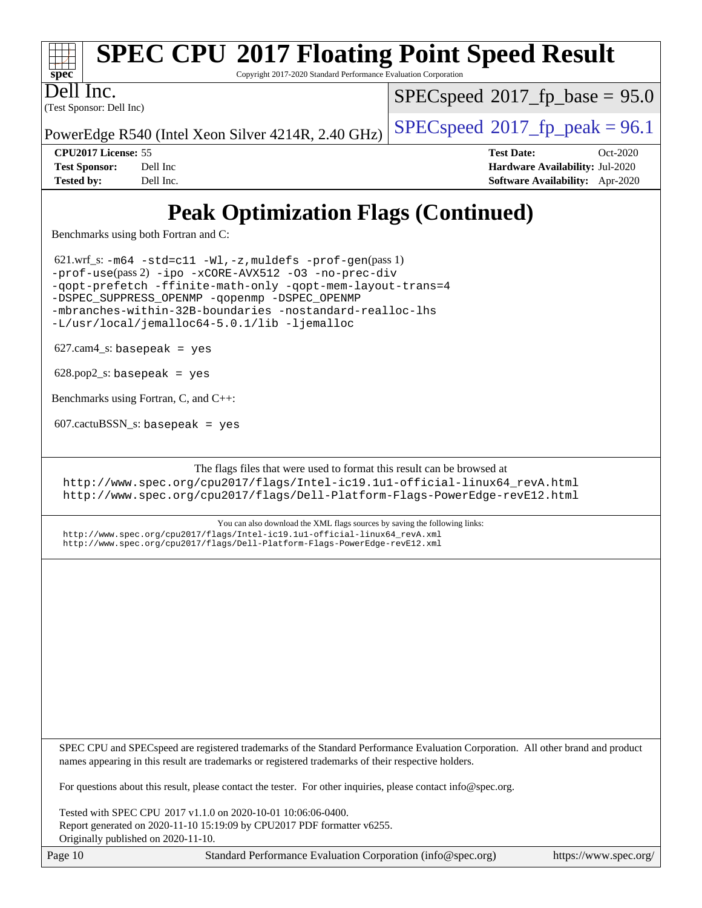# Peak Optimization Flags (Continued)

Benchmarks using both Fortran and C:

621.wrf_s: `-m64 -std=c11 -Wl,-z,muldefs -prof-gen`(pass 1) `-prof-use`(pass 2) `-ipo -xCORE-AVX512 -O3 -no-prec-div -qopt-prefetch -ffinite-math-only -qopt-mem-layout-trans=4 -DSPEC_SUPPRESS_OPENMP -qopenmp -DSPEC_OPENMP -mbranches-within-32B-boundaries -nostandard-realloc-lhs -L/usr/local/jemalloc64-5.0.1/lib -ljemalloc`

627.cam4_s: `basepeak = yes`

628.pop2_s: `basepeak = yes`

Benchmarks using Fortran, C, and C++:

607.cactuBSSN_s: `basepeak = yes`

The flags files that were used to format this result can be browsed at
http://www.spec.org/cpu2017/flags/Intel-ic19.1u1-official-linux64_revA.html
http://www.spec.org/cpu2017/flags/Dell-Platform-Flags-PowerEdge-revE12.html

You can also download the XML flags sources by saving the following links:
http://www.spec.org/cpu2017/flags/Intel-ic19.1u1-official-linux64_revA.xml
http://www.spec.org/cpu2017/flags/Dell-Platform-Flags-PowerEdge-revE12.xml

SPEC CPU and SPECspeed are registered trademarks of the Standard Performance Evaluation Corporation. All other brand and product names appearing in this result are trademarks or registered trademarks of their respective holders.

For questions about this result, please contact the tester. For other inquiries, please contact info@spec.org.

Tested with SPEC CPU 2017 v1.1.0 on 2020-10-01 10:06:06-0400.
Report generated on 2020-11-10 15:19:09 by CPU2017 PDF formatter v6255.
Originally published on 2020-11-10.